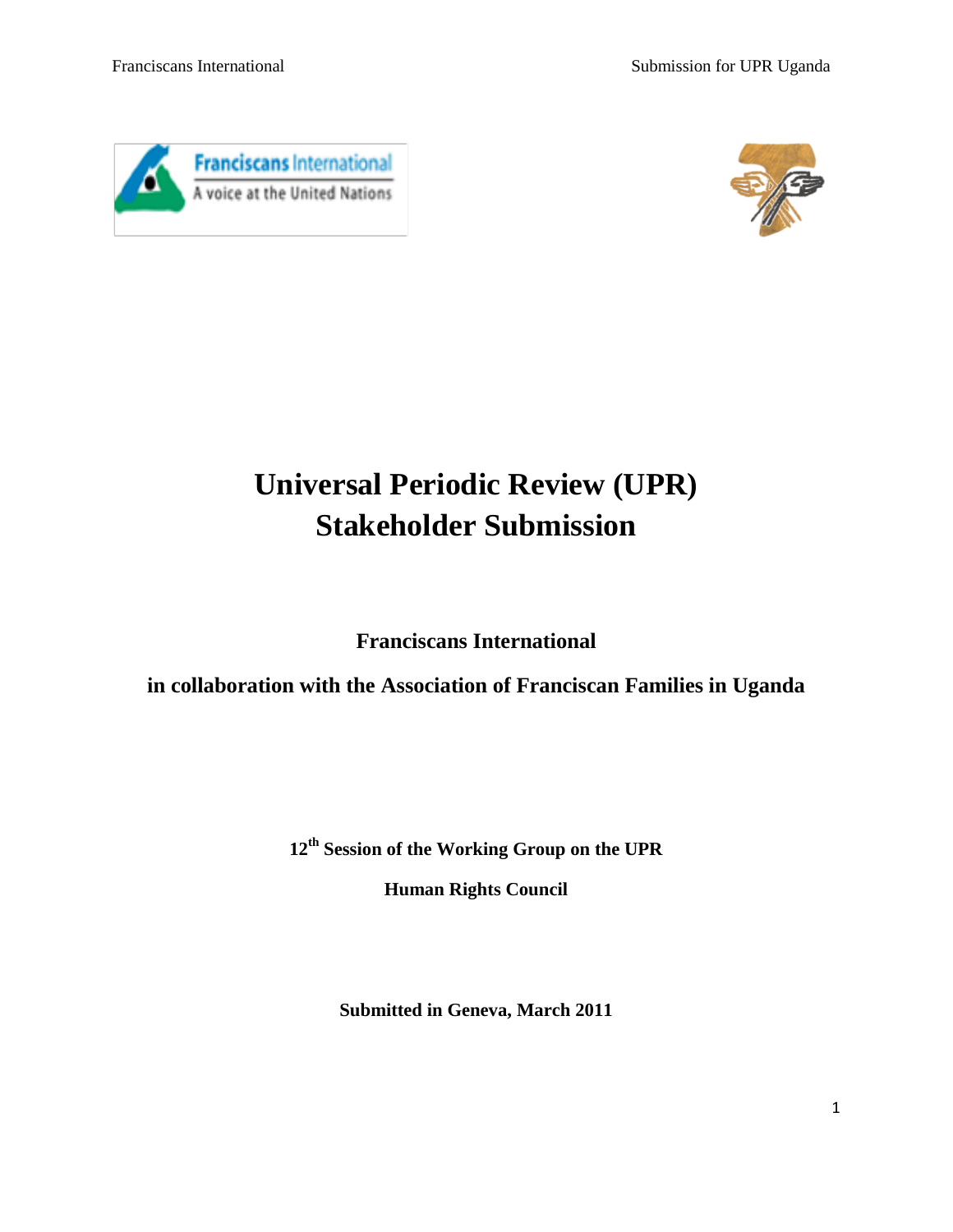# Universal Periodic Review (UPR)
# Stakeholder Submission

**Franciscans International**

**in collaboration with the Association of Franciscan Families in Uganda**

**12th Session of the Working Group on the UPR**

**Human Rights Council**

**Submitted in Geneva, March 2011**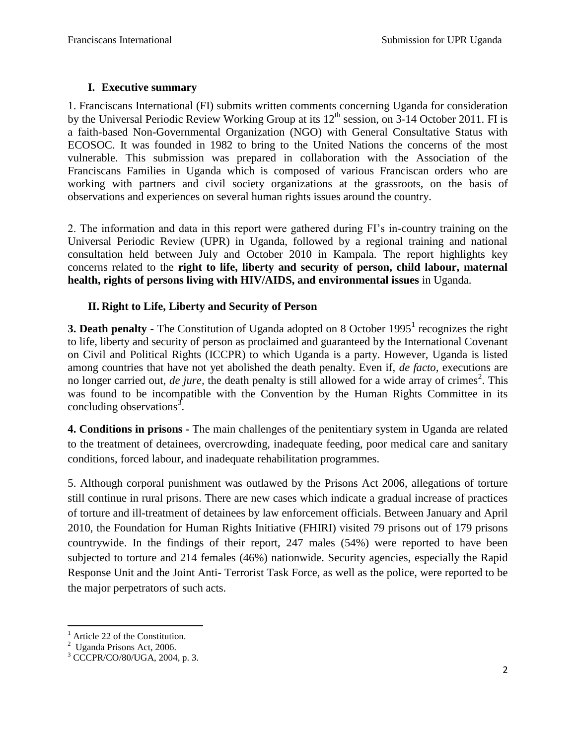## I. Executive summary

1. Franciscans International (FI) submits written comments concerning Uganda for consideration by the Universal Periodic Review Working Group at its 12th session, on 3-14 October 2011. FI is a faith-based Non-Governmental Organization (NGO) with General Consultative Status with ECOSOC. It was founded in 1982 to bring to the United Nations the concerns of the most vulnerable. This submission was prepared in collaboration with the Association of the Franciscans Families in Uganda which is composed of various Franciscan orders who are working with partners and civil society organizations at the grassroots, on the basis of observations and experiences on several human rights issues around the country.

2. The information and data in this report were gathered during FI's in-country training on the Universal Periodic Review (UPR) in Uganda, followed by a regional training and national consultation held between July and October 2010 in Kampala. The report highlights key concerns related to the **right to life, liberty and security of person, child labour, maternal health, rights of persons living with HIV/AIDS, and environmental issues** in Uganda.

## II. Right to Life, Liberty and Security of Person

**3. Death penalty -** The Constitution of Uganda adopted on 8 October 1995[1] recognizes the right to life, liberty and security of person as proclaimed and guaranteed by the International Covenant on Civil and Political Rights (ICCPR) to which Uganda is a party. However, Uganda is listed among countries that have not yet abolished the death penalty. Even if, *de facto*, executions are no longer carried out, *de jure*, the death penalty is still allowed for a wide array of crimes[2]. This was found to be incompatible with the Convention by the Human Rights Committee in its concluding observations[3].

**4. Conditions in prisons -** The main challenges of the penitentiary system in Uganda are related to the treatment of detainees, overcrowding, inadequate feeding, poor medical care and sanitary conditions, forced labour, and inadequate rehabilitation programmes.

5. Although corporal punishment was outlawed by the Prisons Act 2006, allegations of torture still continue in rural prisons. There are new cases which indicate a gradual increase of practices of torture and ill-treatment of detainees by law enforcement officials. Between January and April 2010, the Foundation for Human Rights Initiative (FHIRI) visited 79 prisons out of 179 prisons countrywide. In the findings of their report, 247 males (54%) were reported to have been subjected to torture and 214 females (46%) nationwide. Security agencies, especially the Rapid Response Unit and the Joint Anti- Terrorist Task Force, as well as the police, were reported to be the major perpetrators of such acts.

---

[1] Article 22 of the Constitution.

[2] Uganda Prisons Act, 2006.

[3] CCCPR/CO/80/UGA, 2004, p. 3.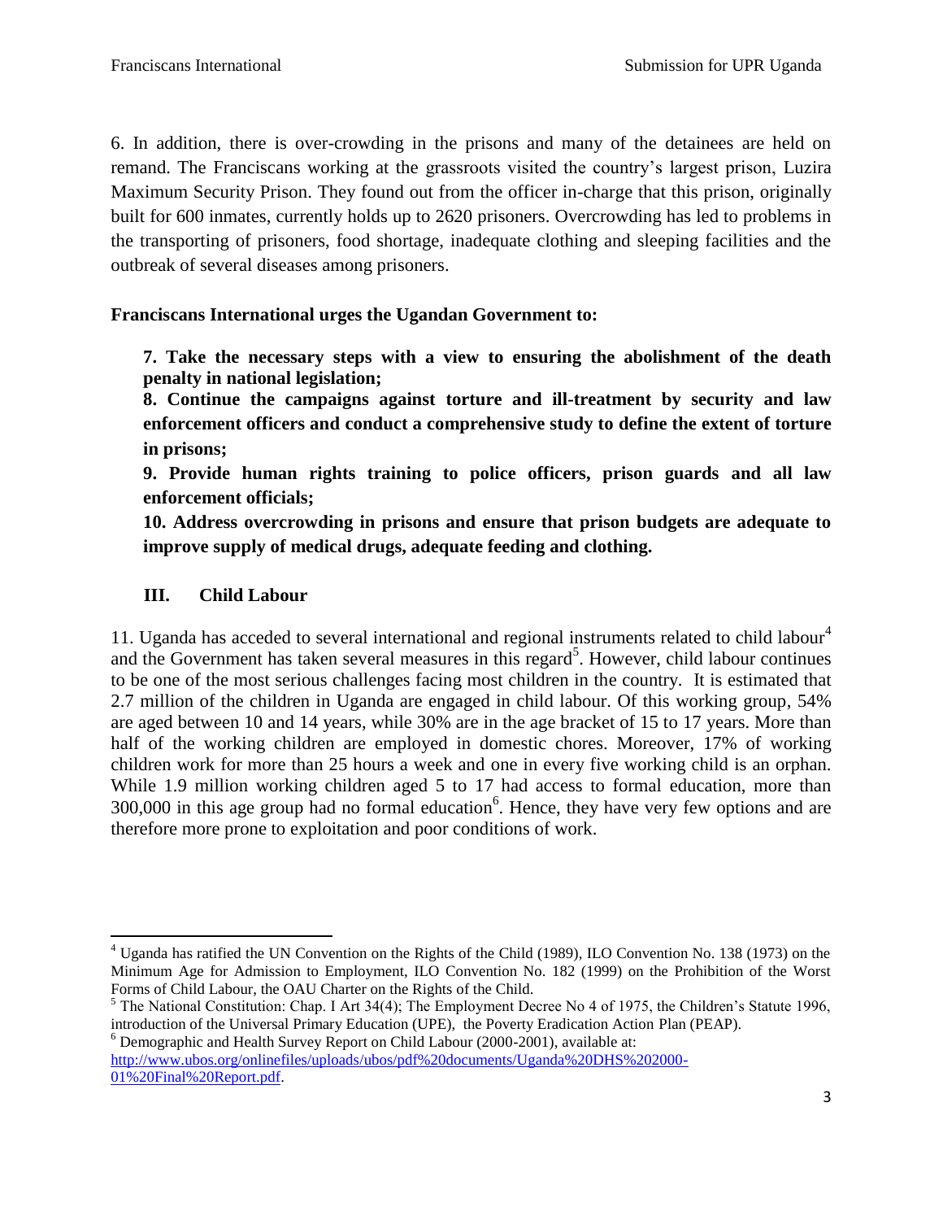6. In addition, there is over-crowding in the prisons and many of the detainees are held on remand. The Franciscans working at the grassroots visited the country's largest prison, Luzira Maximum Security Prison. They found out from the officer in-charge that this prison, originally built for 600 inmates, currently holds up to 2620 prisoners. Overcrowding has led to problems in the transporting of prisoners, food shortage, inadequate clothing and sleeping facilities and the outbreak of several diseases among prisoners.

**Franciscans International urges the Ugandan Government to:**

**7. Take the necessary steps with a view to ensuring the abolishment of the death penalty in national legislation;**

**8. Continue the campaigns against torture and ill-treatment by security and law enforcement officers and conduct a comprehensive study to define the extent of torture in prisons;**

**9. Provide human rights training to police officers, prison guards and all law enforcement officials;**

**10. Address overcrowding in prisons and ensure that prison budgets are adequate to improve supply of medical drugs, adequate feeding and clothing.**

## III. Child Labour

11. Uganda has acceded to several international and regional instruments related to child labour[4] and the Government has taken several measures in this regard[5]. However, child labour continues to be one of the most serious challenges facing most children in the country. It is estimated that 2.7 million of the children in Uganda are engaged in child labour. Of this working group, 54% are aged between 10 and 14 years, while 30% are in the age bracket of 15 to 17 years. More than half of the working children are employed in domestic chores. Moreover, 17% of working children work for more than 25 hours a week and one in every five working child is an orphan. While 1.9 million working children aged 5 to 17 had access to formal education, more than 300,000 in this age group had no formal education[6]. Hence, they have very few options and are therefore more prone to exploitation and poor conditions of work.

---

[4] Uganda has ratified the UN Convention on the Rights of the Child (1989), ILO Convention No. 138 (1973) on the Minimum Age for Admission to Employment, ILO Convention No. 182 (1999) on the Prohibition of the Worst Forms of Child Labour, the OAU Charter on the Rights of the Child.

[5] The National Constitution: Chap. I Art 34(4); The Employment Decree No 4 of 1975, the Children's Statute 1996, introduction of the Universal Primary Education (UPE), the Poverty Eradication Action Plan (PEAP).

[6] Demographic and Health Survey Report on Child Labour (2000-2001), available at: http://www.ubos.org/onlinefiles/uploads/ubos/pdf%20documents/Uganda%20DHS%202000-01%20Final%20Report.pdf.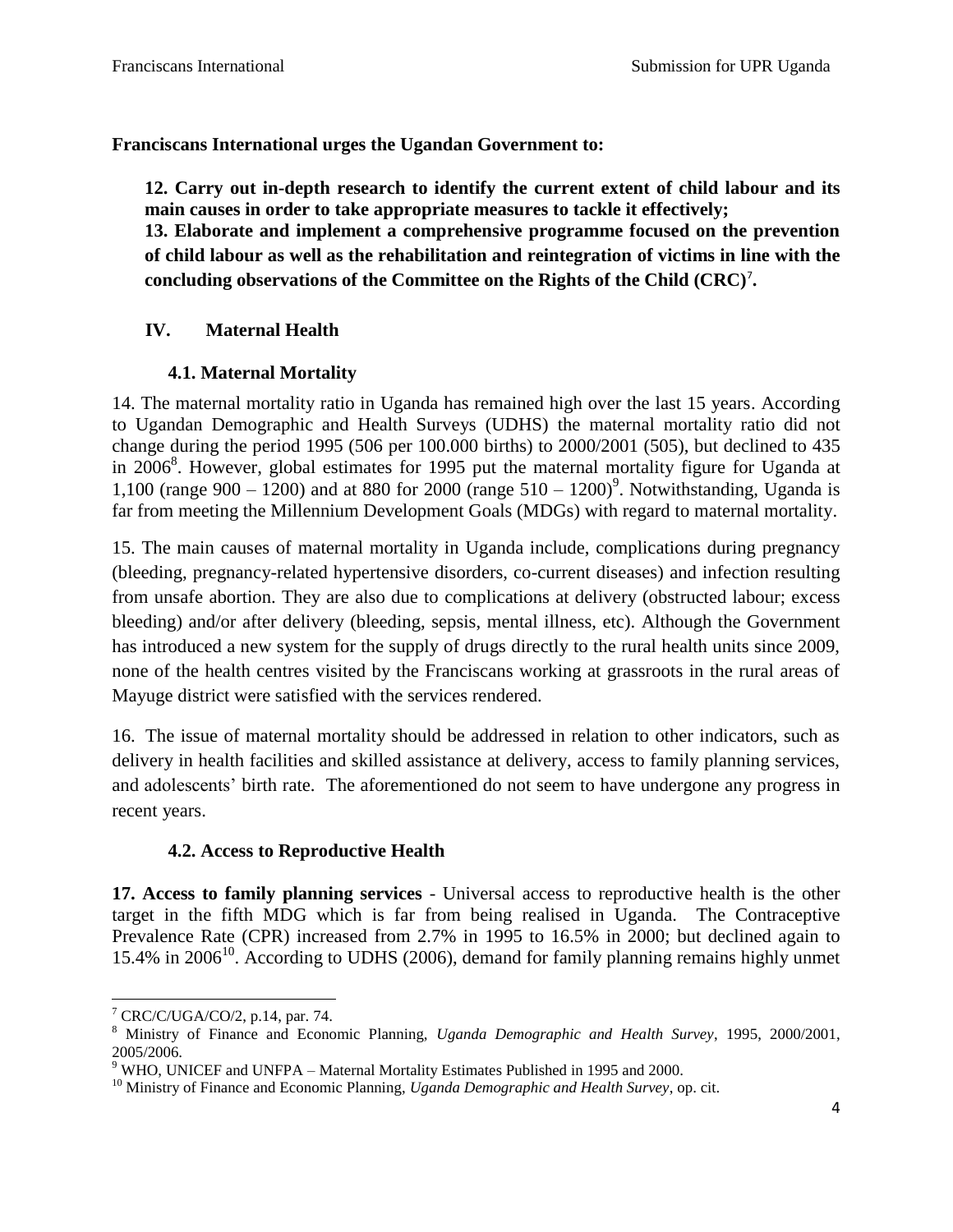**Franciscans International urges the Ugandan Government to:**

> **12. Carry out in-depth research to identify the current extent of child labour and its main causes in order to take appropriate measures to tackle it effectively;**
> **13. Elaborate and implement a comprehensive programme focused on the prevention of child labour as well as the rehabilitation and reintegration of victims in line with the concluding observations of the Committee on the Rights of the Child (CRC)[7].**

## IV. Maternal Health

### 4.1. Maternal Mortality

14. The maternal mortality ratio in Uganda has remained high over the last 15 years. According to Ugandan Demographic and Health Surveys (UDHS) the maternal mortality ratio did not change during the period 1995 (506 per 100.000 births) to 2000/2001 (505), but declined to 435 in 2006[8]. However, global estimates for 1995 put the maternal mortality figure for Uganda at 1,100 (range 900 – 1200) and at 880 for 2000 (range 510 – 1200)[9]. Notwithstanding, Uganda is far from meeting the Millennium Development Goals (MDGs) with regard to maternal mortality.

15. The main causes of maternal mortality in Uganda include, complications during pregnancy (bleeding, pregnancy-related hypertensive disorders, co-current diseases) and infection resulting from unsafe abortion. They are also due to complications at delivery (obstructed labour; excess bleeding) and/or after delivery (bleeding, sepsis, mental illness, etc). Although the Government has introduced a new system for the supply of drugs directly to the rural health units since 2009, none of the health centres visited by the Franciscans working at grassroots in the rural areas of Mayuge district were satisfied with the services rendered.

16. The issue of maternal mortality should be addressed in relation to other indicators, such as delivery in health facilities and skilled assistance at delivery, access to family planning services, and adolescents' birth rate. The aforementioned do not seem to have undergone any progress in recent years.

### 4.2. Access to Reproductive Health

**17. Access to family planning services** - Universal access to reproductive health is the other target in the fifth MDG which is far from being realised in Uganda. The Contraceptive Prevalence Rate (CPR) increased from 2.7% in 1995 to 16.5% in 2000; but declined again to 15.4% in 2006[10]. According to UDHS (2006), demand for family planning remains highly unmet

---

[7] CRC/C/UGA/CO/2, p.14, par. 74.

[8] Ministry of Finance and Economic Planning, *Uganda Demographic and Health Survey*, 1995, 2000/2001, 2005/2006.

[9] WHO, UNICEF and UNFPA – Maternal Mortality Estimates Published in 1995 and 2000.

[10] Ministry of Finance and Economic Planning, *Uganda Demographic and Health Survey*, op. cit.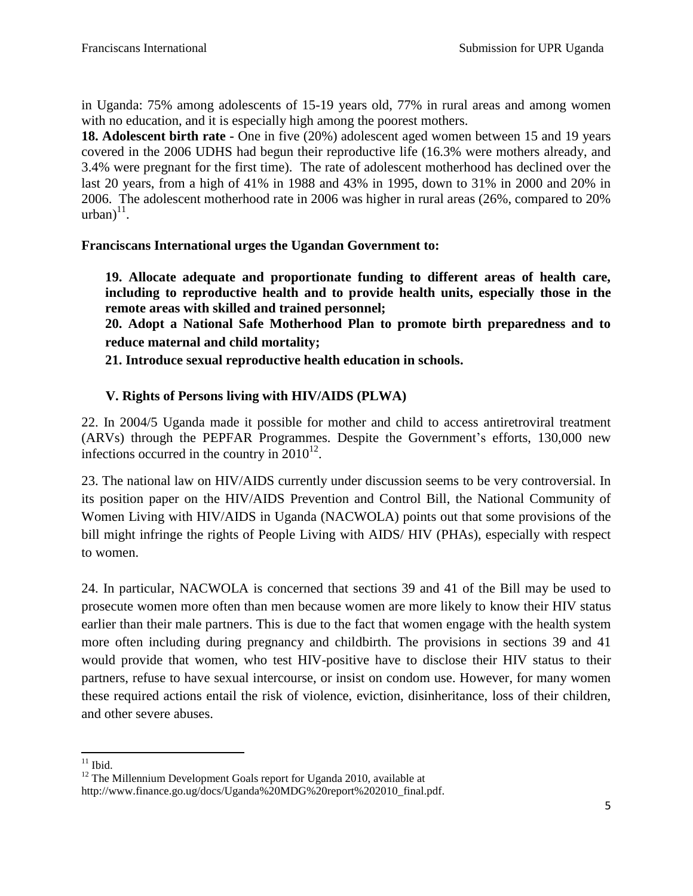in Uganda: 75% among adolescents of 15-19 years old, 77% in rural areas and among women with no education, and it is especially high among the poorest mothers.

**18. Adolescent birth rate -** One in five (20%) adolescent aged women between 15 and 19 years covered in the 2006 UDHS had begun their reproductive life (16.3% were mothers already, and 3.4% were pregnant for the first time). The rate of adolescent motherhood has declined over the last 20 years, from a high of 41% in 1988 and 43% in 1995, down to 31% in 2000 and 20% in 2006. The adolescent motherhood rate in 2006 was higher in rural areas (26%, compared to 20% urban)[11].

**Franciscans International urges the Ugandan Government to:**

**19. Allocate adequate and proportionate funding to different areas of health care, including to reproductive health and to provide health units, especially those in the remote areas with skilled and trained personnel;**

**20. Adopt a National Safe Motherhood Plan to promote birth preparedness and to reduce maternal and child mortality;**

**21. Introduce sexual reproductive health education in schools.**

## V. Rights of Persons living with HIV/AIDS (PLWA)

22. In 2004/5 Uganda made it possible for mother and child to access antiretroviral treatment (ARVs) through the PEPFAR Programmes. Despite the Government's efforts, 130,000 new infections occurred in the country in 2010[12].

23. The national law on HIV/AIDS currently under discussion seems to be very controversial. In its position paper on the HIV/AIDS Prevention and Control Bill, the National Community of Women Living with HIV/AIDS in Uganda (NACWOLA) points out that some provisions of the bill might infringe the rights of People Living with AIDS/ HIV (PHAs), especially with respect to women.

24. In particular, NACWOLA is concerned that sections 39 and 41 of the Bill may be used to prosecute women more often than men because women are more likely to know their HIV status earlier than their male partners. This is due to the fact that women engage with the health system more often including during pregnancy and childbirth. The provisions in sections 39 and 41 would provide that women, who test HIV-positive have to disclose their HIV status to their partners, refuse to have sexual intercourse, or insist on condom use. However, for many women these required actions entail the risk of violence, eviction, disinheritance, loss of their children, and other severe abuses.

---

[11] Ibid.

[12] The Millennium Development Goals report for Uganda 2010, available at http://www.finance.go.ug/docs/Uganda%20MDG%20report%202010_final.pdf.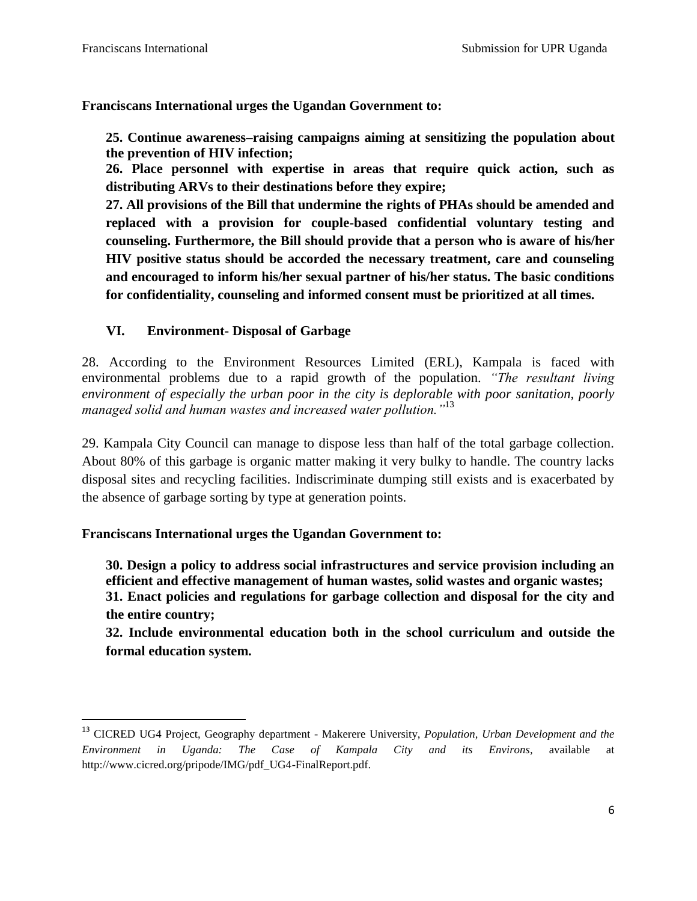**Franciscans International urges the Ugandan Government to:**

**25. Continue awareness–raising campaigns aiming at sensitizing the population about the prevention of HIV infection;**

**26. Place personnel with expertise in areas that require quick action, such as distributing ARVs to their destinations before they expire;**

**27. All provisions of the Bill that undermine the rights of PHAs should be amended and replaced with a provision for couple-based confidential voluntary testing and counseling. Furthermore, the Bill should provide that a person who is aware of his/her HIV positive status should be accorded the necessary treatment, care and counseling and encouraged to inform his/her sexual partner of his/her status. The basic conditions for confidentiality, counseling and informed consent must be prioritized at all times.**

## VI. Environment- Disposal of Garbage

28. According to the Environment Resources Limited (ERL), Kampala is faced with environmental problems due to a rapid growth of the population. *"The resultant living environment of especially the urban poor in the city is deplorable with poor sanitation, poorly managed solid and human wastes and increased water pollution."*[13]

29. Kampala City Council can manage to dispose less than half of the total garbage collection. About 80% of this garbage is organic matter making it very bulky to handle. The country lacks disposal sites and recycling facilities. Indiscriminate dumping still exists and is exacerbated by the absence of garbage sorting by type at generation points.

**Franciscans International urges the Ugandan Government to:**

**30. Design a policy to address social infrastructures and service provision including an efficient and effective management of human wastes, solid wastes and organic wastes;**

**31. Enact policies and regulations for garbage collection and disposal for the city and the entire country;**

**32. Include environmental education both in the school curriculum and outside the formal education system.**

---

[13] CICRED UG4 Project, Geography department - Makerere University, *Population, Urban Development and the Environment in Uganda: The Case of Kampala City and its Environs*, available at http://www.cicred.org/pripode/IMG/pdf_UG4-FinalReport.pdf.